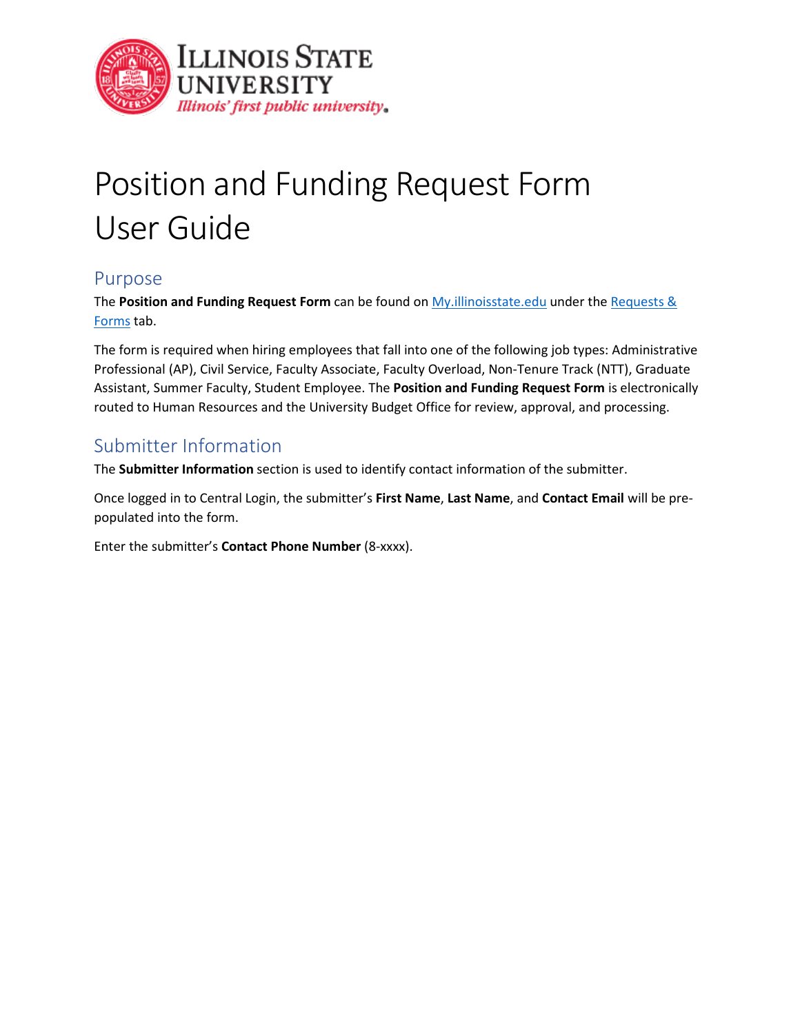# Position and Funding Request Form User Guide

## Purpose

The **Position and Funding Request Form** can be found on [My.illinoisstate.edu]() under the [Requests & Forms]() tab.

The form is required when hiring employees that fall into one of the following job types: Administrative Professional (AP), Civil Service, Faculty Associate, Faculty Overload, Non-Tenure Track (NTT), Graduate Assistant, Summer Faculty, Student Employee. The **Position and Funding Request Form** is electronically routed to Human Resources and the University Budget Office for review, approval, and processing.

## Submitter Information

The **Submitter Information** section is used to identify contact information of the submitter.

Once logged in to Central Login, the submitter's **First Name**, **Last Name**, and **Contact Email** will be pre-populated into the form.

Enter the submitter's **Contact Phone Number** (8-xxxx).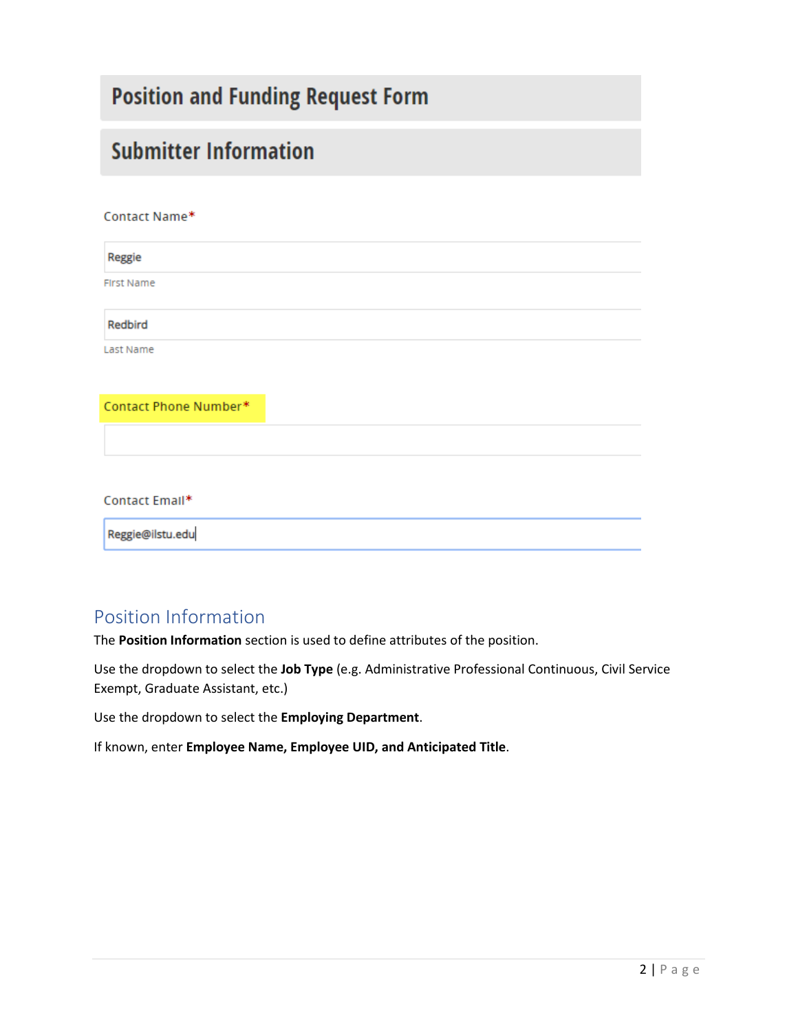# Position and Funding Request Form

## Submitter Information

Contact Name*

Reggie

First Name

Redbird

Last Name

Contact Phone Number*

Contact Email*

Reggie@ilstu.edu

## Position Information

The **Position Information** section is used to define attributes of the position.

Use the dropdown to select the **Job Type** (e.g. Administrative Professional Continuous, Civil Service Exempt, Graduate Assistant, etc.)

Use the dropdown to select the **Employing Department**.

If known, enter **Employee Name, Employee UID, and Anticipated Title**.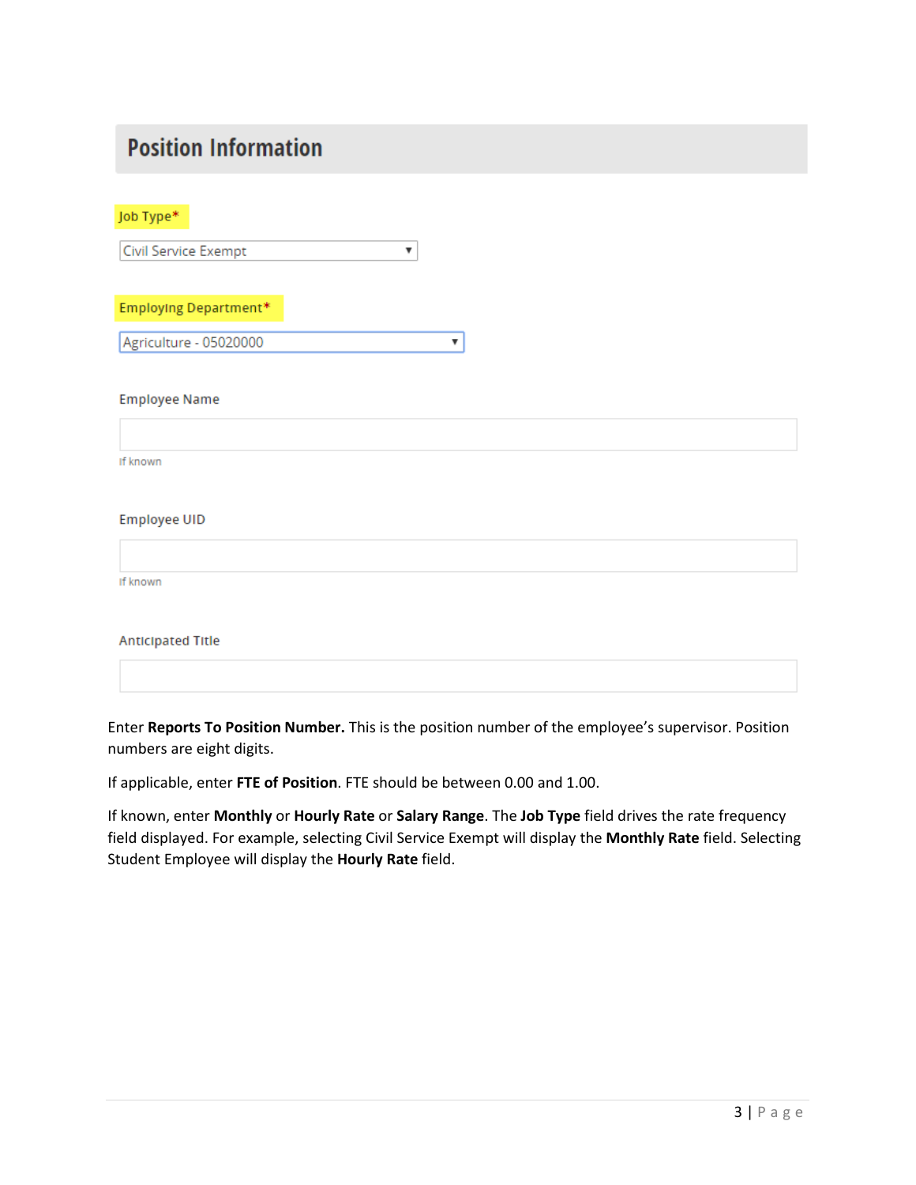## Position Information

**Job Type***

Civil Service Exempt

**Employing Department***

Agriculture - 05020000

Employee Name

If known

Employee UID

If known

Anticipated Title

Enter **Reports To Position Number.** This is the position number of the employee's supervisor. Position numbers are eight digits.

If applicable, enter **FTE of Position**. FTE should be between 0.00 and 1.00.

If known, enter **Monthly** or **Hourly Rate** or **Salary Range**. The **Job Type** field drives the rate frequency field displayed. For example, selecting Civil Service Exempt will display the **Monthly Rate** field. Selecting Student Employee will display the **Hourly Rate** field.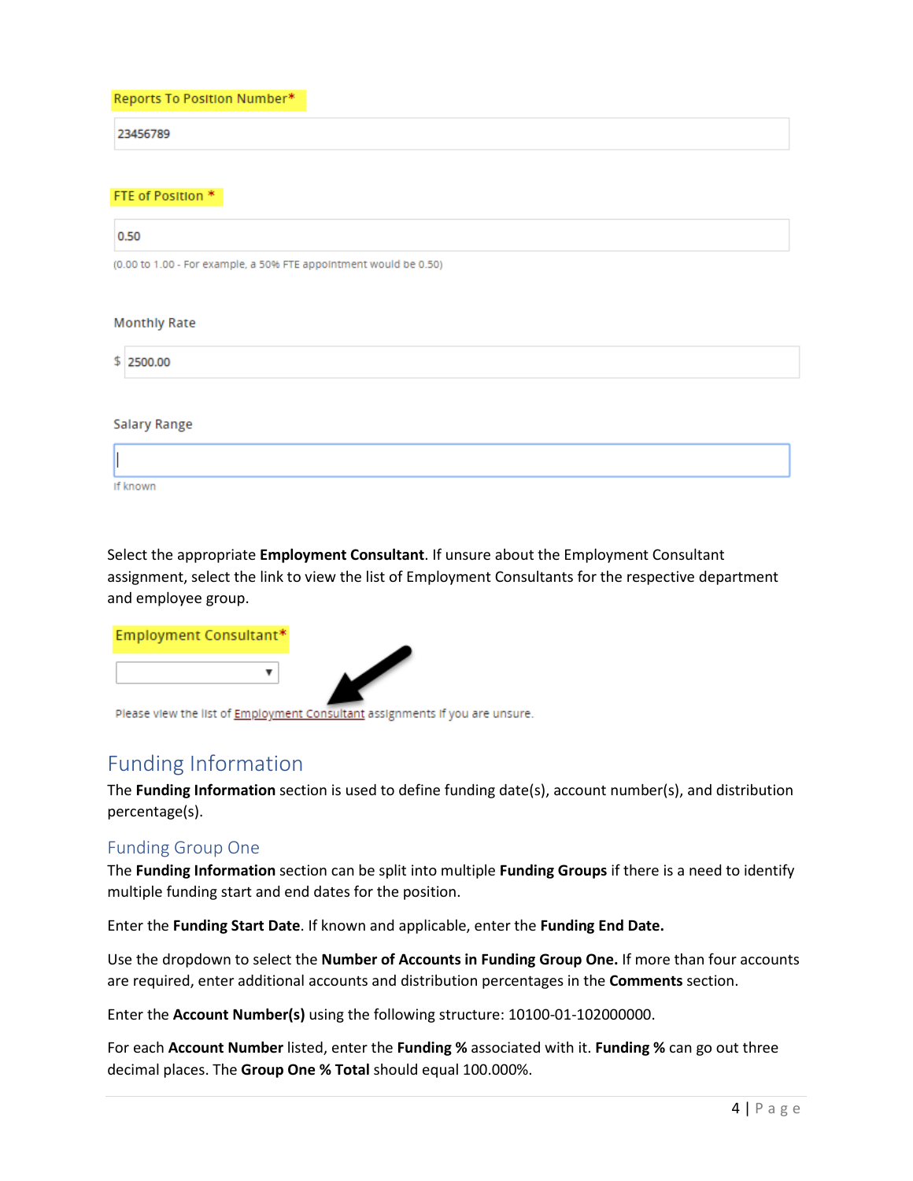Reports To Position Number*

23456789

FTE of Position *

0.50

(0.00 to 1.00 - For example, a 50% FTE appointment would be 0.50)

Monthly Rate

$ 2500.00

Salary Range

If known

Select the appropriate **Employment Consultant**. If unsure about the Employment Consultant assignment, select the link to view the list of Employment Consultants for the respective department and employee group.

Employment Consultant*

Please view the list of Employment Consultant assignments if you are unsure.

## Funding Information

The **Funding Information** section is used to define funding date(s), account number(s), and distribution percentage(s).

### Funding Group One

The **Funding Information** section can be split into multiple **Funding Groups** if there is a need to identify multiple funding start and end dates for the position.

Enter the **Funding Start Date**. If known and applicable, enter the **Funding End Date.**

Use the dropdown to select the **Number of Accounts in Funding Group One.** If more than four accounts are required, enter additional accounts and distribution percentages in the **Comments** section.

Enter the **Account Number(s)** using the following structure: 10100-01-102000000.

For each **Account Number** listed, enter the **Funding %** associated with it. **Funding %** can go out three decimal places. The **Group One % Total** should equal 100.000%.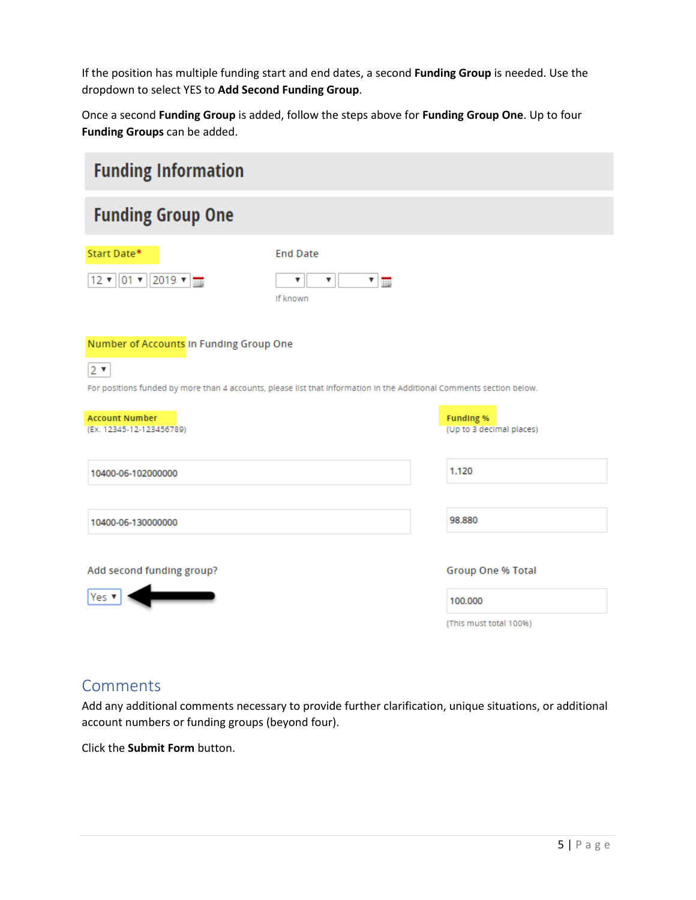If the position has multiple funding start and end dates, a second **Funding Group** is needed. Use the dropdown to select YES to **Add Second Funding Group**.

Once a second **Funding Group** is added, follow the steps above for **Funding Group One**. Up to four **Funding Groups** can be added.

## Funding Information

## Funding Group One

Start Date*

12 ▾ 01 ▾ 2019 ▾

End Date

If known

Number of Accounts in Funding Group One

2 ▾

For positions funded by more than 4 accounts, please list that information in the Additional Comments section below.

| Account Number (Ex. 12345-12-123456789) | Funding % (Up to 3 decimal places) |
|---|---|
| 10400-06-102000000 | 1.120 |
| 10400-06-130000000 | 98.880 |

Add second funding group?

Yes ▾

Group One % Total

100.000

(This must total 100%)

## Comments

Add any additional comments necessary to provide further clarification, unique situations, or additional account numbers or funding groups (beyond four).

Click the **Submit Form** button.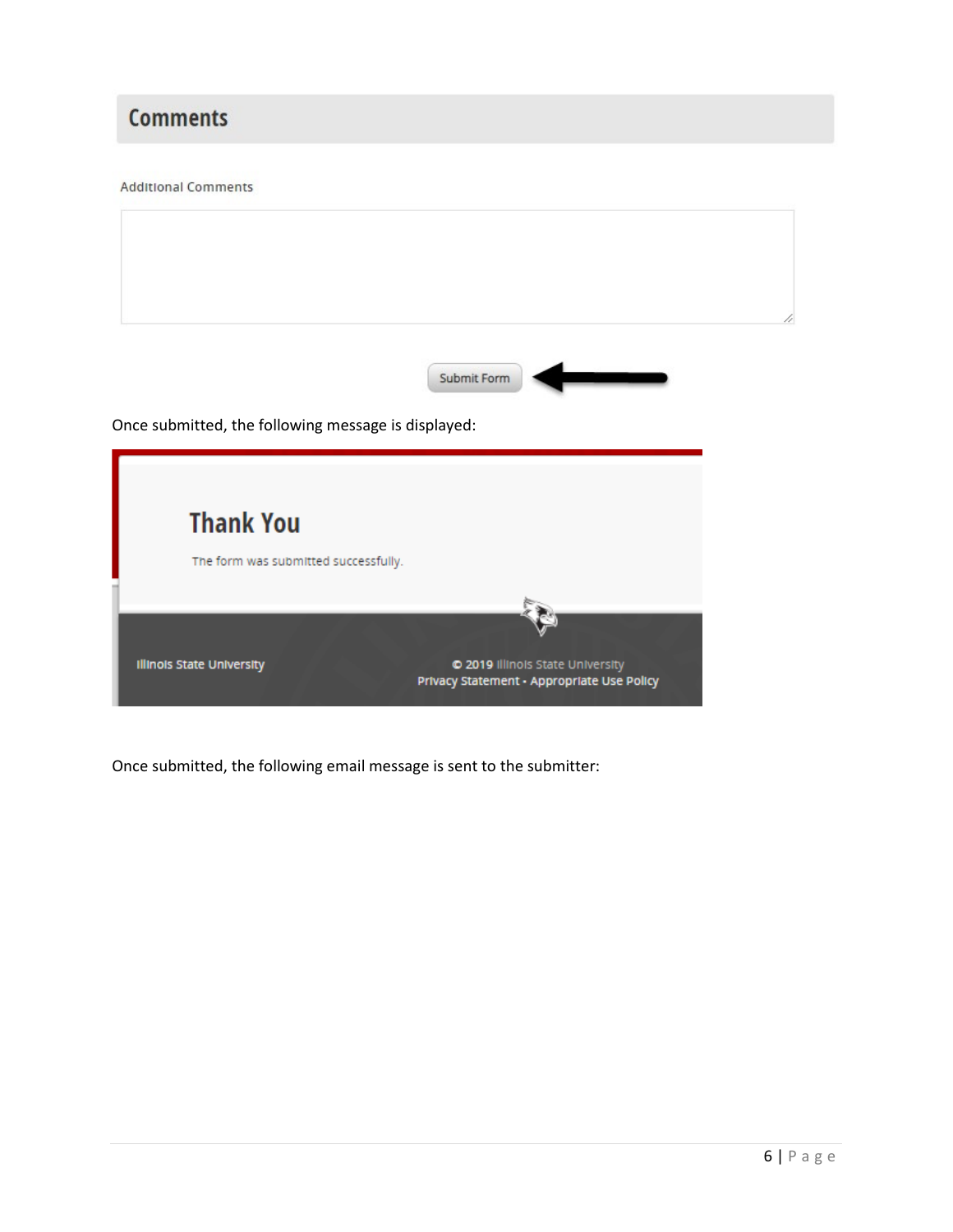## Comments

Additional Comments

Submit Form

Once submitted, the following message is displayed:

## Thank You

The form was submitted successfully.

Illinois State University

© 2019 Illinois State University
Privacy Statement • Appropriate Use Policy

Once submitted, the following email message is sent to the submitter: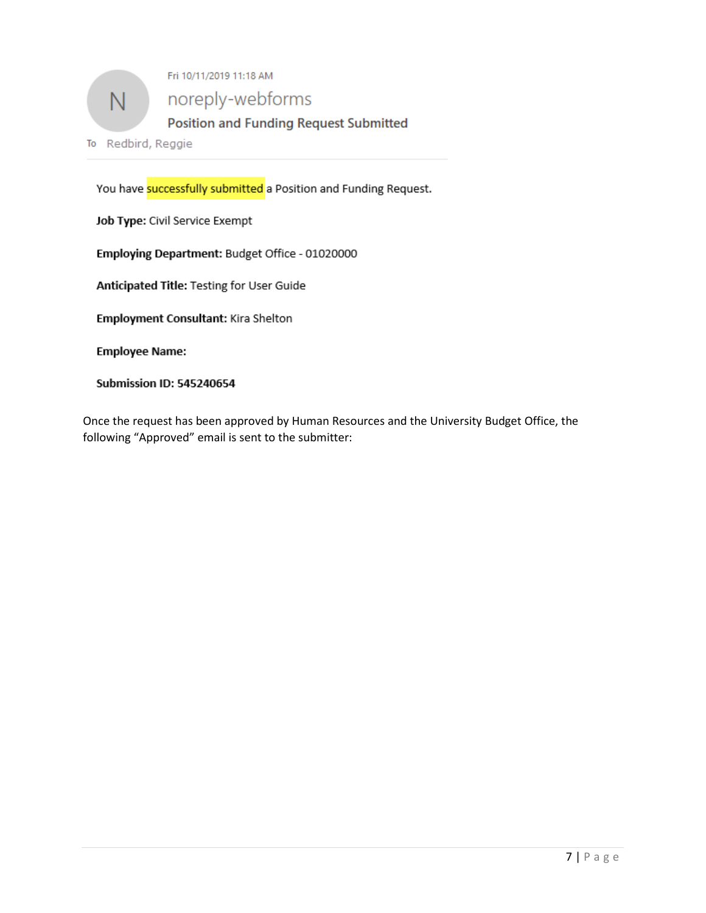Fri 10/11/2019 11:18 AM

N

noreply-webforms

**Position and Funding Request Submitted**

To Redbird, Reggie

You have successfully submitted a Position and Funding Request.

**Job Type:** Civil Service Exempt

**Employing Department:** Budget Office - 01020000

**Anticipated Title:** Testing for User Guide

**Employment Consultant:** Kira Shelton

**Employee Name:**

**Submission ID: 545240654**

Once the request has been approved by Human Resources and the University Budget Office, the following "Approved" email is sent to the submitter: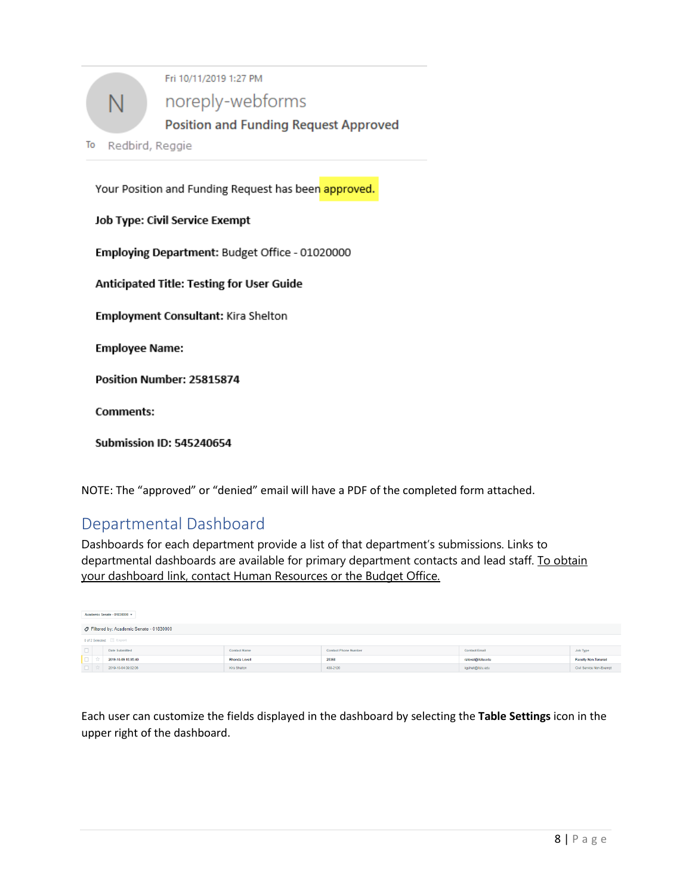Fri 10/11/2019 1:27 PM

noreply-webforms

Position and Funding Request Approved

To Redbird, Reggie

Your Position and Funding Request has been approved.

**Job Type: Civil Service Exempt**

**Employing Department:** Budget Office - 01020000

**Anticipated Title: Testing for User Guide**

**Employment Consultant:** Kira Shelton

**Employee Name:**

**Position Number: 25815874**

**Comments:**

**Submission ID: 545240654**

NOTE: The "approved" or "denied" email will have a PDF of the completed form attached.

## Departmental Dashboard

Dashboards for each department provide a list of that department's submissions. Links to departmental dashboards are available for primary department contacts and lead staff. To obtain your dashboard link, contact Human Resources or the Budget Office.

Academic Senate - 01030000

Filtered by: Academic Senate - 01030000

0 of 2 Selected Export

| | | Date Submitted | Contact Name | Contact Phone Number | Contact Email | Job Type |
|---|---|---|---|---|---|---|
| ☐ | ☆ | 2019-10-09 10:35:40 | Rhonda Lovell | 25368 | rslovel@ilstu.edu | Faculty Non-Tenured |
| ☐ | ☆ | 2019-10-04 09:02:06 | Kira Shelton | 438-2126 | kgshelt@ilstu.edu | Civil Service Non-Exempt |

Each user can customize the fields displayed in the dashboard by selecting the **Table Settings** icon in the upper right of the dashboard.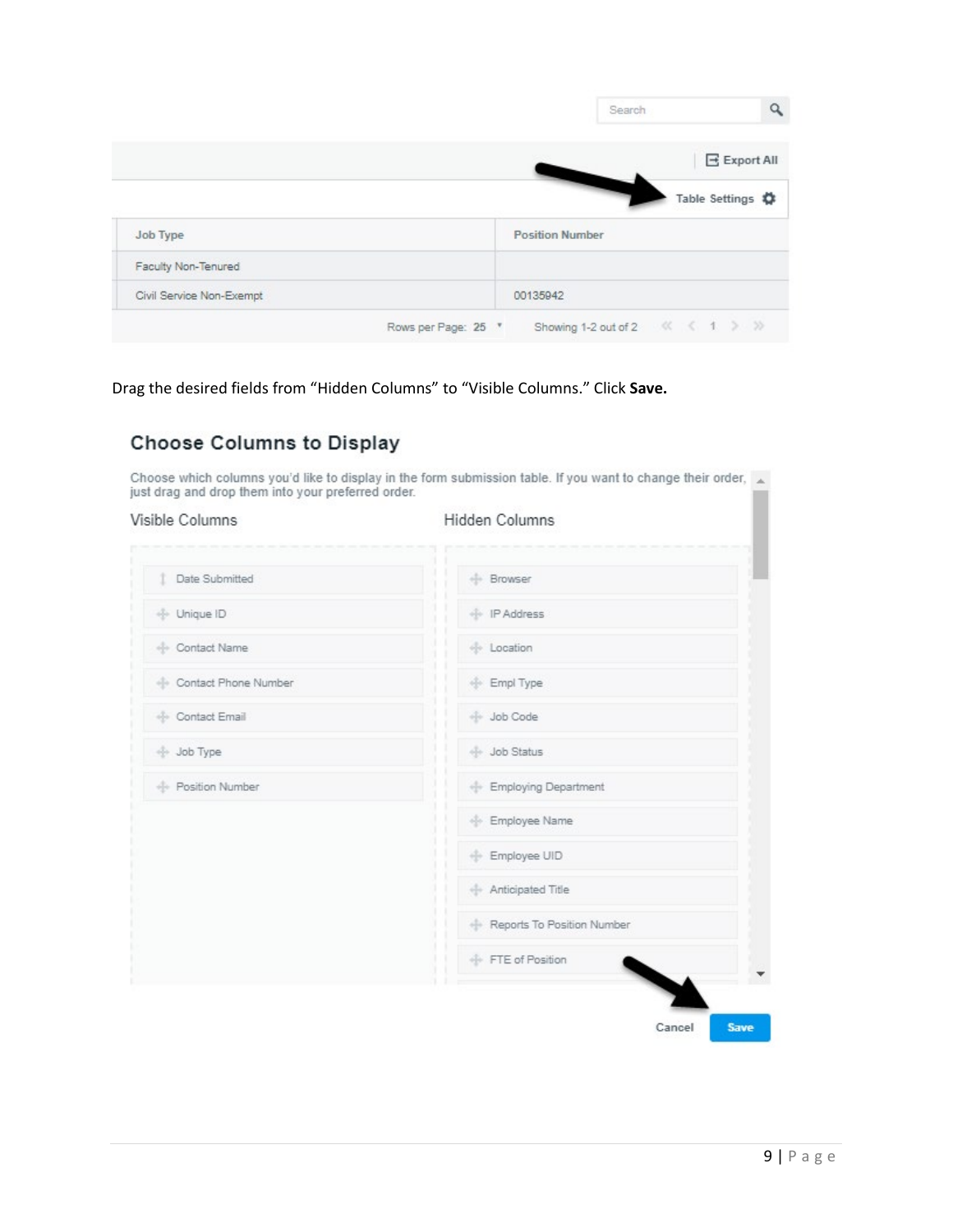Drag the desired fields from “Hidden Columns” to “Visible Columns.” Click **Save.**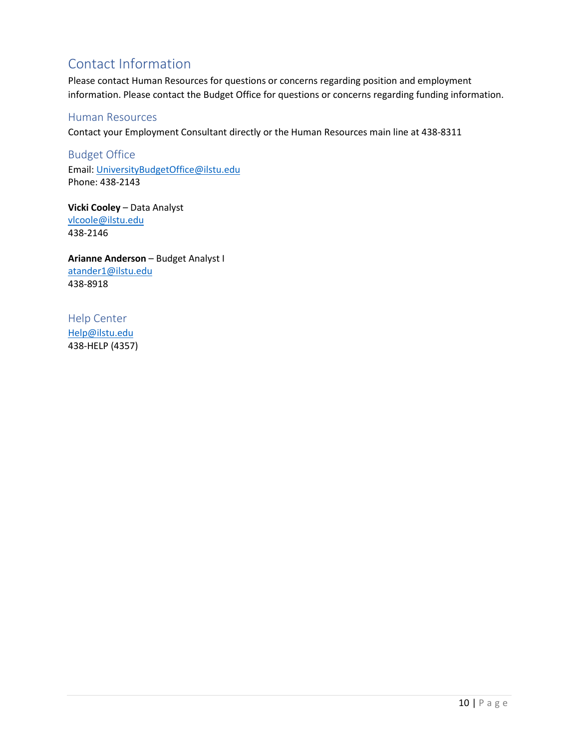# Contact Information

Please contact Human Resources for questions or concerns regarding position and employment information. Please contact the Budget Office for questions or concerns regarding funding information.

## Human Resources

Contact your Employment Consultant directly or the Human Resources main line at 438-8311

## Budget Office

Email: UniversityBudgetOffice@ilstu.edu
Phone: 438-2143

**Vicki Cooley** – Data Analyst
vlcoole@ilstu.edu
438-2146

**Arianne Anderson** – Budget Analyst I
atander1@ilstu.edu
438-8918

## Help Center

Help@ilstu.edu
438-HELP (4357)